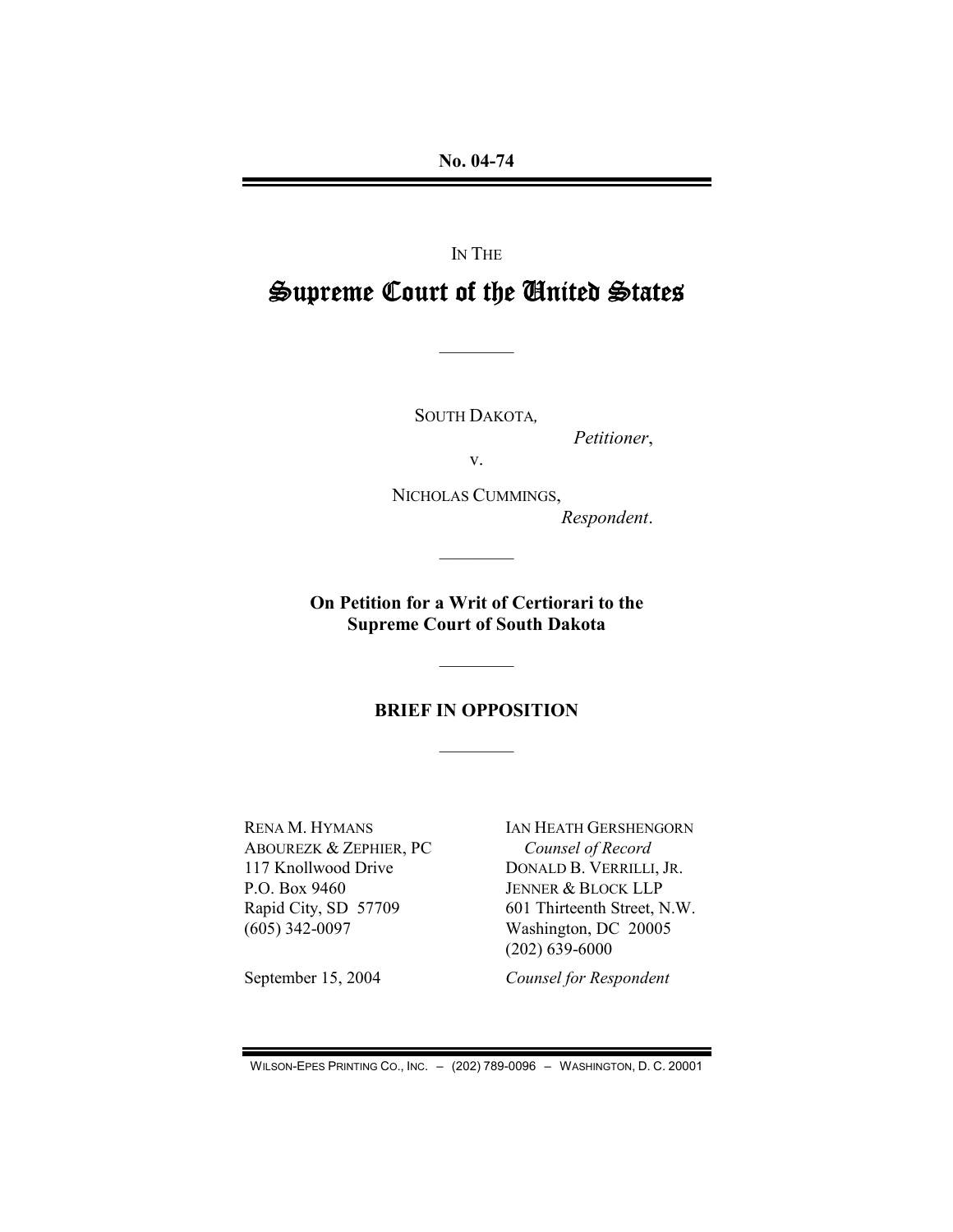No. 04-74

IN THE

# Supreme Court of the United States

---

SOUTH DAKOTA,

*Petitioner*,

v.

NICHOLAS CUMMINGS,

*Respondent*.

---

**On Petition for a Writ of Certiorari to the Supreme Court of South Dakota**

---

## BRIEF IN OPPOSITION

---

RENA M. HYMANS
ABOUREZK & ZEPHIER, PC
117 Knollwood Drive
P.O. Box 9460
Rapid City, SD 57709
(605) 342-0097

IAN HEATH GERSHENGORN
*Counsel of Record*
DONALD B. VERRILLI, JR.
JENNER & BLOCK LLP
601 Thirteenth Street, N.W.
Washington, DC 20005
(202) 639-6000

September 15, 2004

*Counsel for Respondent*

WILSON-EPES PRINTING CO., INC. – (202) 789-0096 – WASHINGTON, D. C. 20001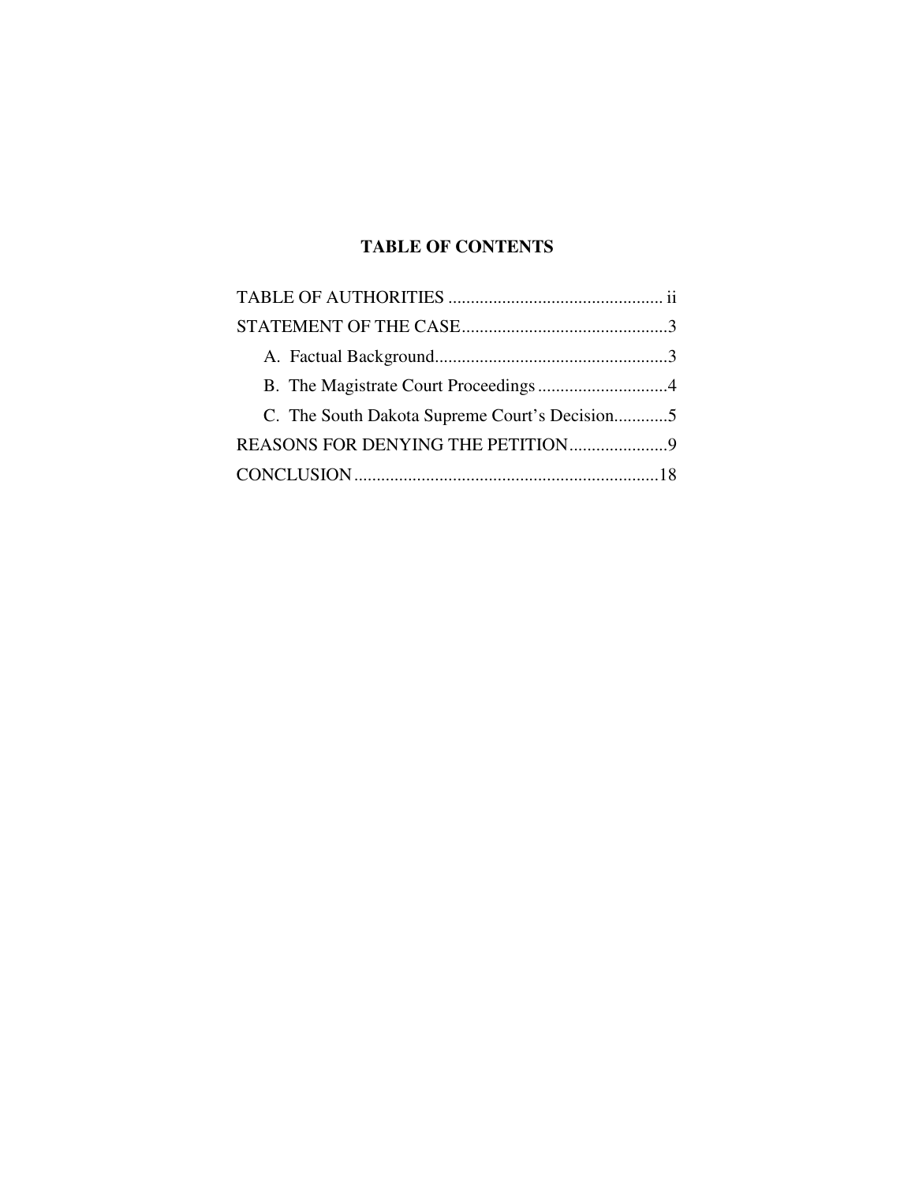## TABLE OF CONTENTS

TABLE OF AUTHORITIES ................................................ ii

STATEMENT OF THE CASE..............................................3

A. Factual Background....................................................3

B. The Magistrate Court Proceedings .............................4

C. The South Dakota Supreme Court's Decision............5

REASONS FOR DENYING THE PETITION......................9

CONCLUSION....................................................................18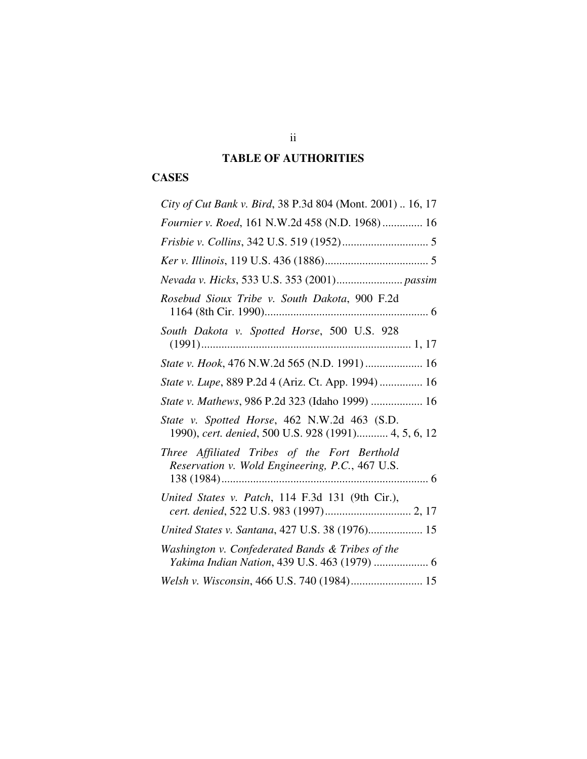# TABLE OF AUTHORITIES

## CASES

*City of Cut Bank v. Bird*, 38 P.3d 804 (Mont. 2001) .. 16, 17

*Fournier v. Roed*, 161 N.W.2d 458 (N.D. 1968) .............. 16

*Frisbie v. Collins*, 342 U.S. 519 (1952).............................. 5

*Ker v. Illinois*, 119 U.S. 436 (1886).................................... 5

*Nevada v. Hicks*, 533 U.S. 353 (2001)....................... *passim*

*Rosebud Sioux Tribe v. South Dakota*, 900 F.2d 1164 (8th Cir. 1990)......................................................... 6

*South Dakota v. Spotted Horse*, 500 U.S. 928 (1991)......................................................................... 1, 17

*State v. Hook*, 476 N.W.2d 565 (N.D. 1991) .................... 16

*State v. Lupe*, 889 P.2d 4 (Ariz. Ct. App. 1994) ............... 16

*State v. Mathews*, 986 P.2d 323 (Idaho 1999) .................. 16

*State v. Spotted Horse*, 462 N.W.2d 463 (S.D. 1990), *cert. denied*, 500 U.S. 928 (1991)........... 4, 5, 6, 12

*Three Affiliated Tribes of the Fort Berthold Reservation v. Wold Engineering, P.C.*, 467 U.S. 138 (1984)........................................................................ 6

*United States v. Patch*, 114 F.3d 131 (9th Cir.), *cert. denied*, 522 U.S. 983 (1997).............................. 2, 17

*United States v. Santana*, 427 U.S. 38 (1976)................... 15

*Washington v. Confederated Bands & Tribes of the Yakima Indian Nation*, 439 U.S. 463 (1979) ................... 6

*Welsh v. Wisconsin*, 466 U.S. 740 (1984)......................... 15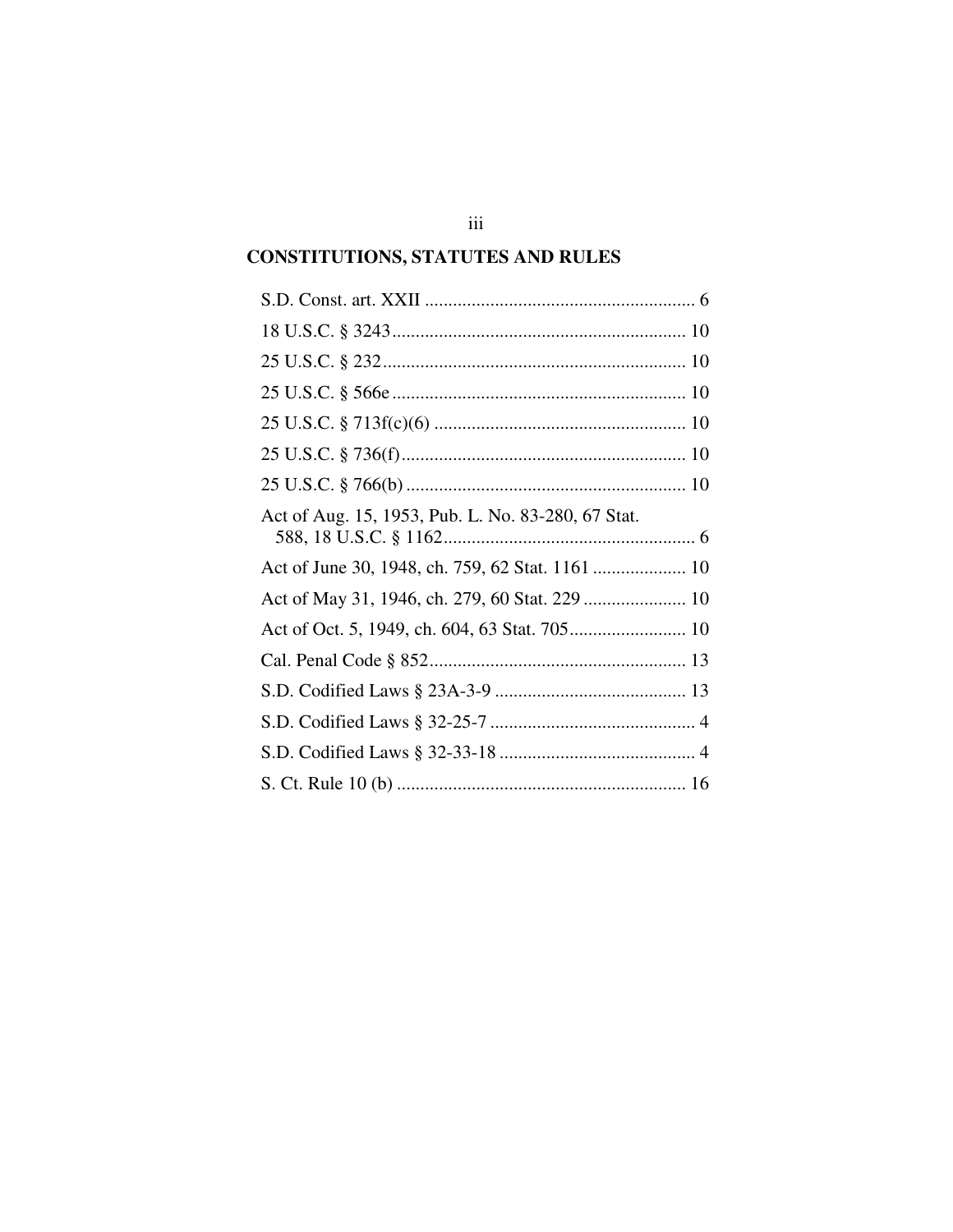## CONSTITUTIONS, STATUTES AND RULES

S.D. Const. art. XXII .......................................................... 6

18 U.S.C. § 3243............................................................... 10

25 U.S.C. § 232................................................................. 10

25 U.S.C. § 566e ............................................................... 10

25 U.S.C. § 713f(c)(6) ...................................................... 10

25 U.S.C. § 736(f)............................................................. 10

25 U.S.C. § 766(b) ............................................................ 10

Act of Aug. 15, 1953, Pub. L. No. 83-280, 67 Stat. 588, 18 U.S.C. § 1162...................................................... 6

Act of June 30, 1948, ch. 759, 62 Stat. 1161 .................... 10

Act of May 31, 1946, ch. 279, 60 Stat. 229 ...................... 10

Act of Oct. 5, 1949, ch. 604, 63 Stat. 705......................... 10

Cal. Penal Code § 852....................................................... 13

S.D. Codified Laws § 23A-3-9 ......................................... 13

S.D. Codified Laws § 32-25-7 ............................................ 4

S.D. Codified Laws § 32-33-18 .......................................... 4

S. Ct. Rule 10 (b) .............................................................. 16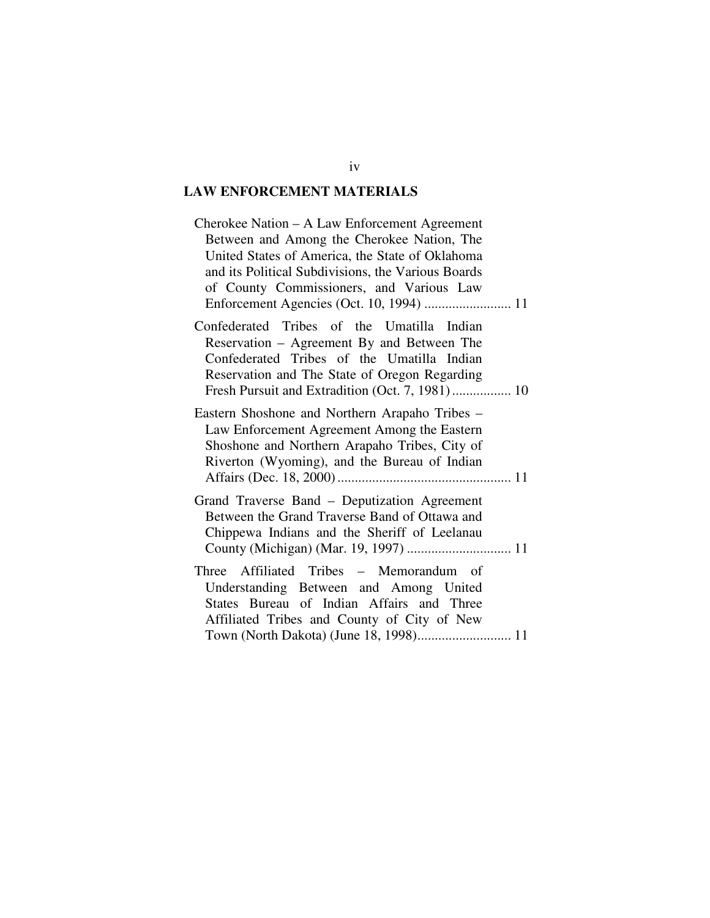## LAW ENFORCEMENT MATERIALS

Cherokee Nation – A Law Enforcement Agreement Between and Among the Cherokee Nation, The United States of America, the State of Oklahoma and its Political Subdivisions, the Various Boards of County Commissioners, and Various Law Enforcement Agencies (Oct. 10, 1994) ......................... 11

Confederated Tribes of the Umatilla Indian Reservation – Agreement By and Between The Confederated Tribes of the Umatilla Indian Reservation and The State of Oregon Regarding Fresh Pursuit and Extradition (Oct. 7, 1981) ................. 10

Eastern Shoshone and Northern Arapaho Tribes – Law Enforcement Agreement Among the Eastern Shoshone and Northern Arapaho Tribes, City of Riverton (Wyoming), and the Bureau of Indian Affairs (Dec. 18, 2000) ................................................. 11

Grand Traverse Band – Deputization Agreement Between the Grand Traverse Band of Ottawa and Chippewa Indians and the Sheriff of Leelanau County (Michigan) (Mar. 19, 1997) ............................. 11

Three Affiliated Tribes – Memorandum of Understanding Between and Among United States Bureau of Indian Affairs and Three Affiliated Tribes and County of City of New Town (North Dakota) (June 18, 1998)........................... 11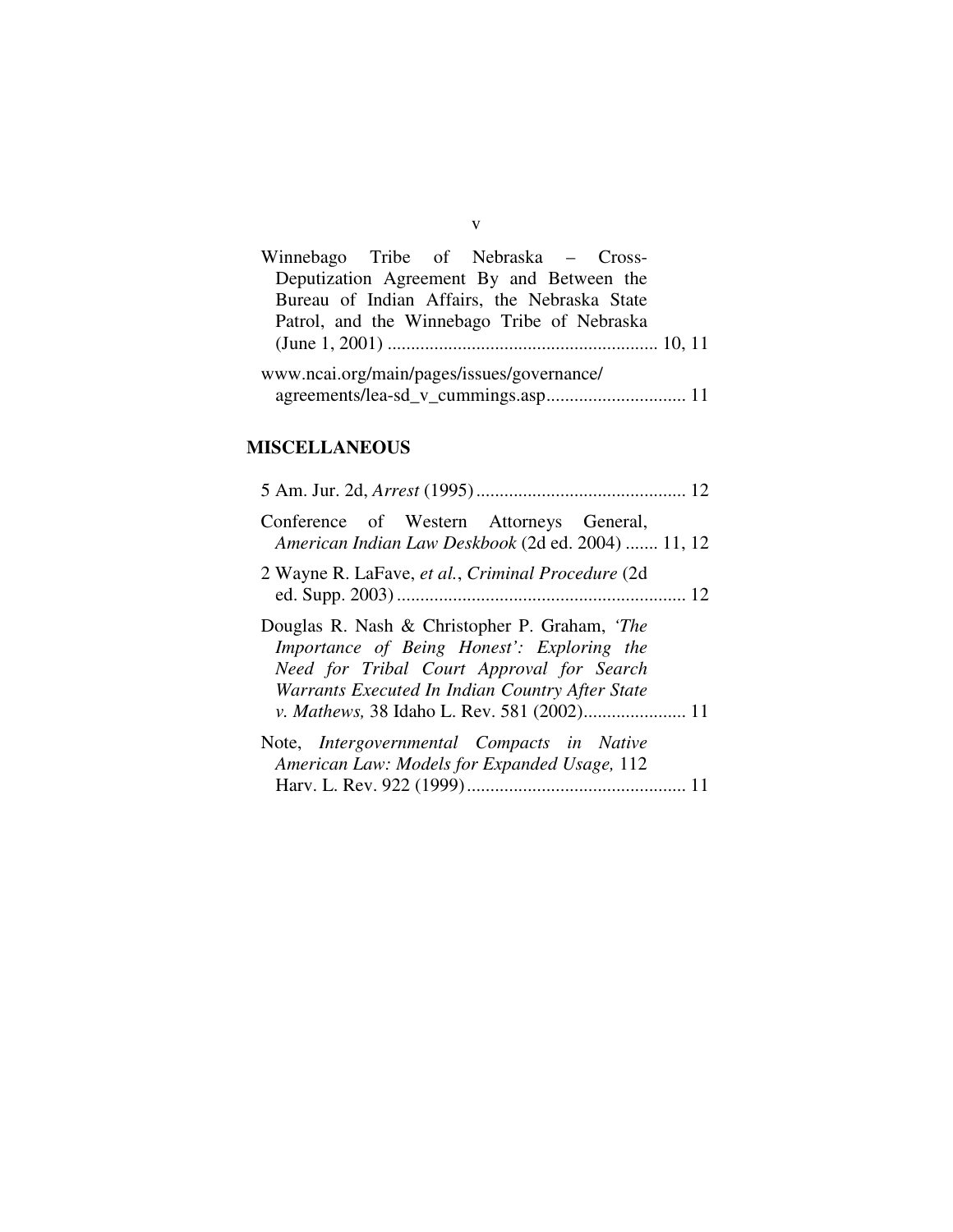Winnebago Tribe of Nebraska – Cross-Deputization Agreement By and Between the Bureau of Indian Affairs, the Nebraska State Patrol, and the Winnebago Tribe of Nebraska (June 1, 2001) ........................................................ 10, 11

www.ncai.org/main/pages/issues/governance/agreements/lea-sd_v_cummings.asp............................. 11

## MISCELLANEOUS

5 Am. Jur. 2d, *Arrest* (1995)............................................ 12

Conference of Western Attorneys General, *American Indian Law Deskbook* (2d ed. 2004) ....... 11, 12

2 Wayne R. LaFave, *et al.*, *Criminal Procedure* (2d ed. Supp. 2003)............................................................. 12

Douglas R. Nash & Christopher P. Graham, *'The Importance of Being Honest': Exploring the Need for Tribal Court Approval for Search Warrants Executed In Indian Country After State v. Mathews,* 38 Idaho L. Rev. 581 (2002)...................... 11

Note, *Intergovernmental Compacts in Native American Law: Models for Expanded Usage,* 112 Harv. L. Rev. 922 (1999).............................................. 11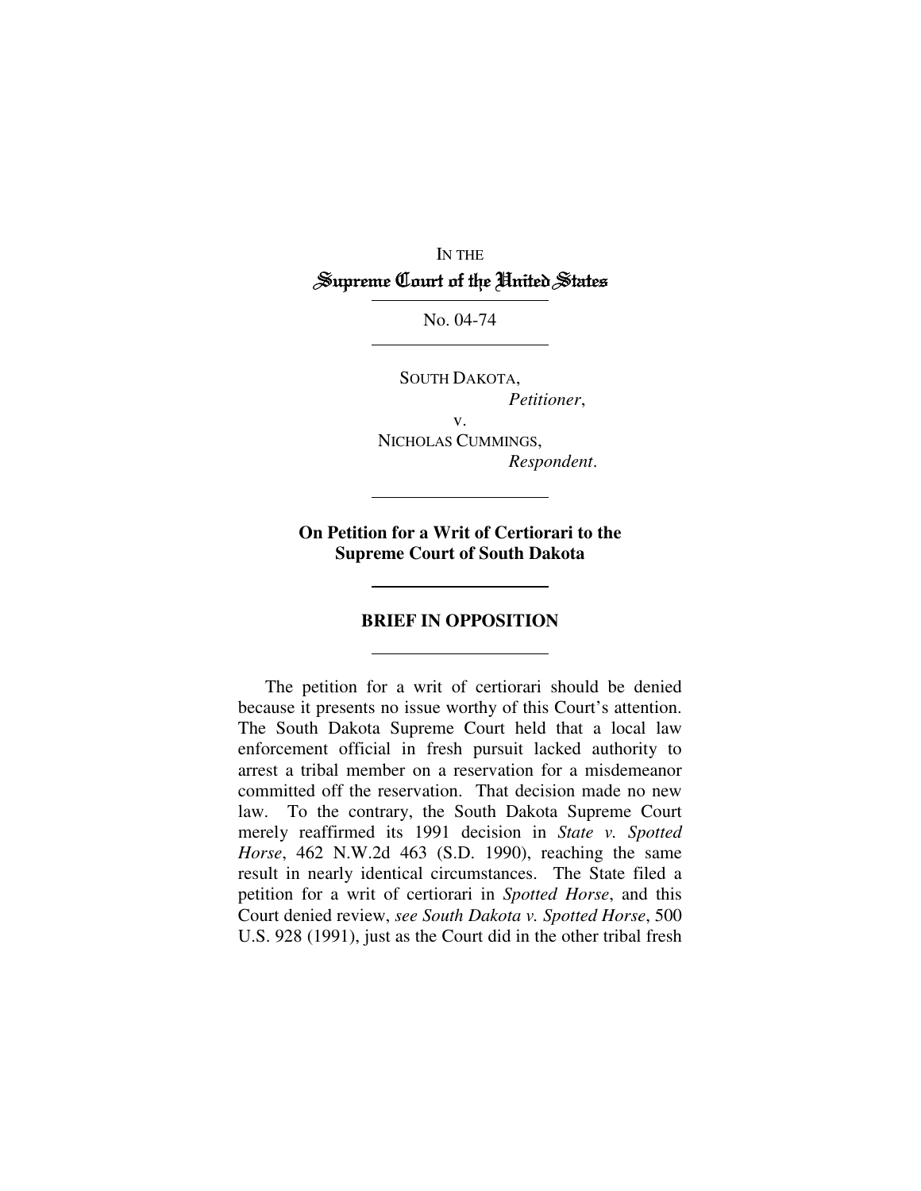IN THE

Supreme Court of the United States

No. 04-74

SOUTH DAKOTA,
*Petitioner*,
v.
NICHOLAS CUMMINGS,
*Respondent*.

**On Petition for a Writ of Certiorari to the Supreme Court of South Dakota**

## BRIEF IN OPPOSITION

The petition for a writ of certiorari should be denied because it presents no issue worthy of this Court's attention. The South Dakota Supreme Court held that a local law enforcement official in fresh pursuit lacked authority to arrest a tribal member on a reservation for a misdemeanor committed off the reservation. That decision made no new law. To the contrary, the South Dakota Supreme Court merely reaffirmed its 1991 decision in *State v. Spotted Horse*, 462 N.W.2d 463 (S.D. 1990), reaching the same result in nearly identical circumstances. The State filed a petition for a writ of certiorari in *Spotted Horse*, and this Court denied review, *see South Dakota v. Spotted Horse*, 500 U.S. 928 (1991), just as the Court did in the other tribal fresh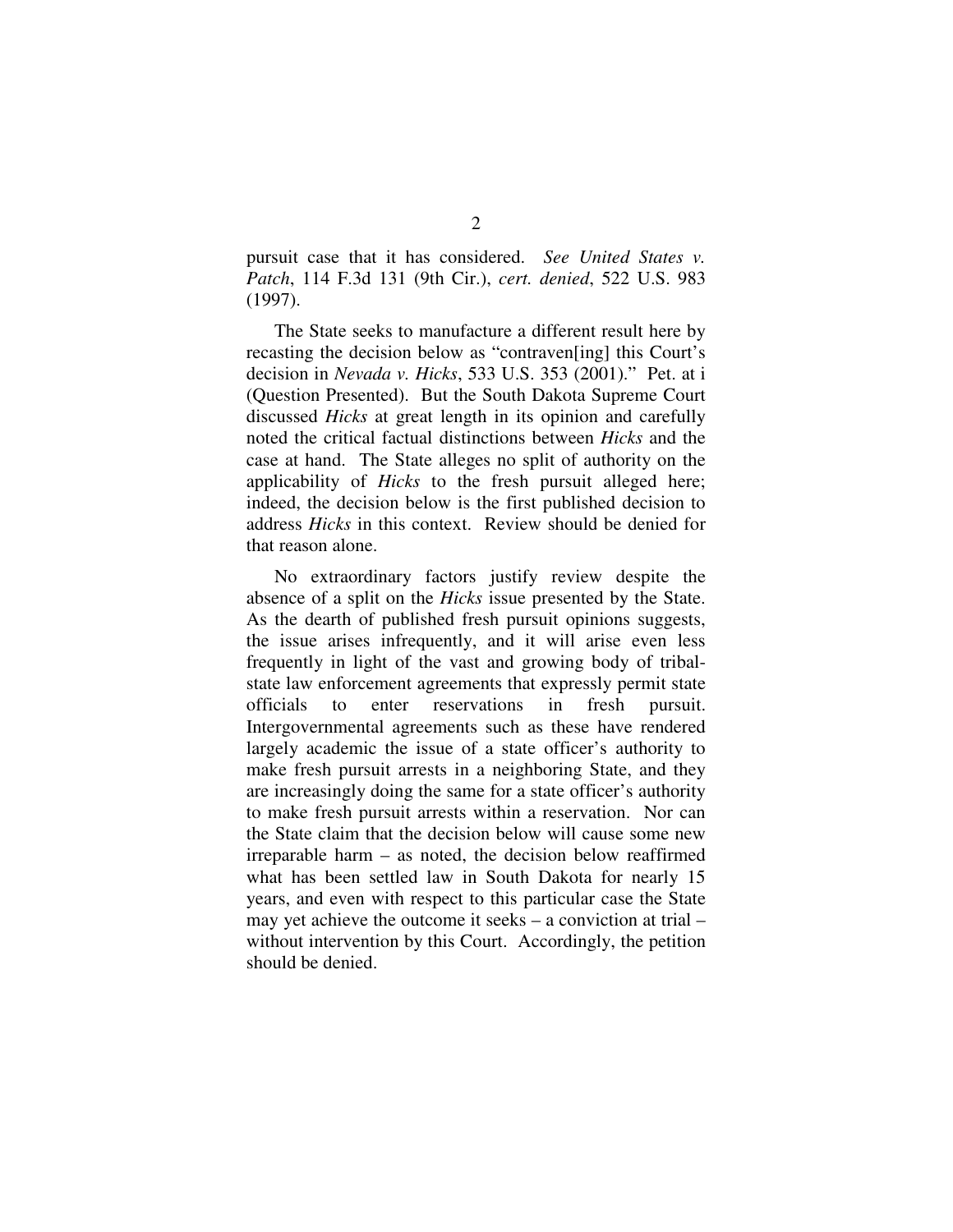pursuit case that it has considered. *See United States v. Patch*, 114 F.3d 131 (9th Cir.), *cert. denied*, 522 U.S. 983 (1997).

The State seeks to manufacture a different result here by recasting the decision below as "contraven[ing] this Court's decision in *Nevada v. Hicks*, 533 U.S. 353 (2001)." Pet. at i (Question Presented). But the South Dakota Supreme Court discussed *Hicks* at great length in its opinion and carefully noted the critical factual distinctions between *Hicks* and the case at hand. The State alleges no split of authority on the applicability of *Hicks* to the fresh pursuit alleged here; indeed, the decision below is the first published decision to address *Hicks* in this context. Review should be denied for that reason alone.

No extraordinary factors justify review despite the absence of a split on the *Hicks* issue presented by the State. As the dearth of published fresh pursuit opinions suggests, the issue arises infrequently, and it will arise even less frequently in light of the vast and growing body of tribal-state law enforcement agreements that expressly permit state officials to enter reservations in fresh pursuit. Intergovernmental agreements such as these have rendered largely academic the issue of a state officer's authority to make fresh pursuit arrests in a neighboring State, and they are increasingly doing the same for a state officer's authority to make fresh pursuit arrests within a reservation. Nor can the State claim that the decision below will cause some new irreparable harm – as noted, the decision below reaffirmed what has been settled law in South Dakota for nearly 15 years, and even with respect to this particular case the State may yet achieve the outcome it seeks – a conviction at trial – without intervention by this Court. Accordingly, the petition should be denied.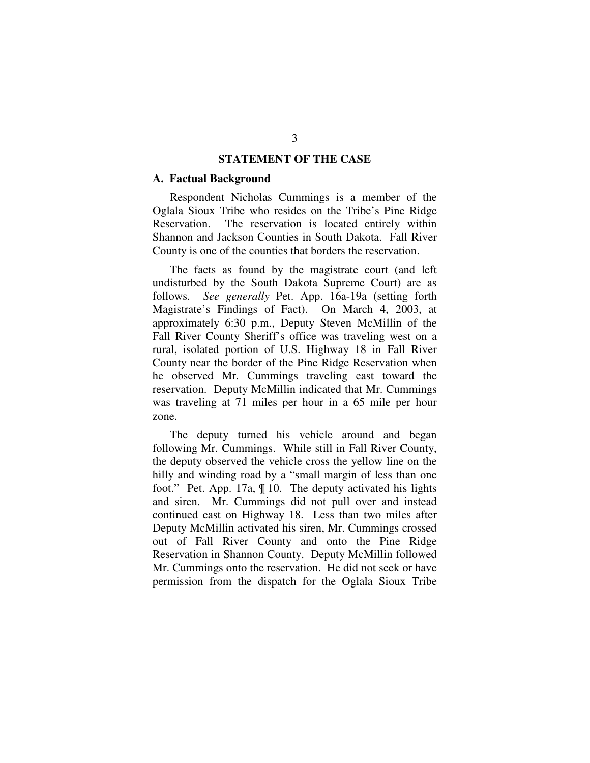## STATEMENT OF THE CASE

### A. Factual Background

Respondent Nicholas Cummings is a member of the Oglala Sioux Tribe who resides on the Tribe's Pine Ridge Reservation. The reservation is located entirely within Shannon and Jackson Counties in South Dakota. Fall River County is one of the counties that borders the reservation.

The facts as found by the magistrate court (and left undisturbed by the South Dakota Supreme Court) are as follows. *See generally* Pet. App. 16a-19a (setting forth Magistrate's Findings of Fact). On March 4, 2003, at approximately 6:30 p.m., Deputy Steven McMillin of the Fall River County Sheriff's office was traveling west on a rural, isolated portion of U.S. Highway 18 in Fall River County near the border of the Pine Ridge Reservation when he observed Mr. Cummings traveling east toward the reservation. Deputy McMillin indicated that Mr. Cummings was traveling at 71 miles per hour in a 65 mile per hour zone.

The deputy turned his vehicle around and began following Mr. Cummings. While still in Fall River County, the deputy observed the vehicle cross the yellow line on the hilly and winding road by a "small margin of less than one foot." Pet. App. 17a, ¶ 10. The deputy activated his lights and siren. Mr. Cummings did not pull over and instead continued east on Highway 18. Less than two miles after Deputy McMillin activated his siren, Mr. Cummings crossed out of Fall River County and onto the Pine Ridge Reservation in Shannon County. Deputy McMillin followed Mr. Cummings onto the reservation. He did not seek or have permission from the dispatch for the Oglala Sioux Tribe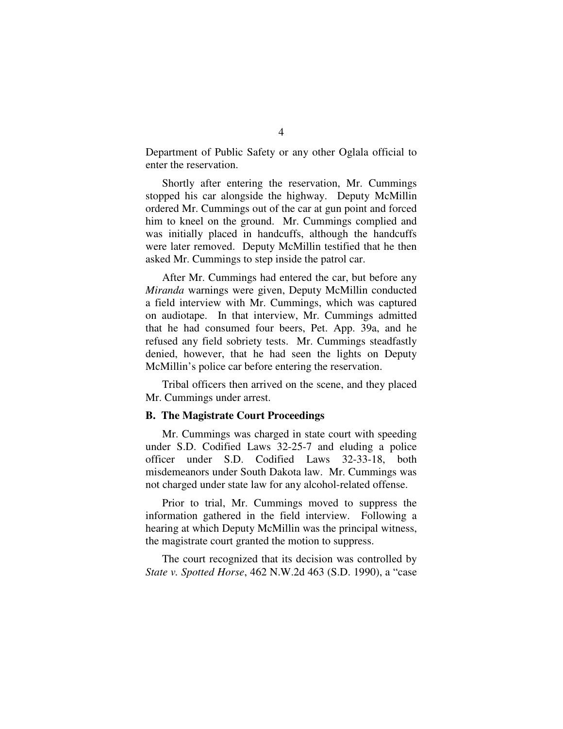Department of Public Safety or any other Oglala official to enter the reservation.

Shortly after entering the reservation, Mr. Cummings stopped his car alongside the highway. Deputy McMillin ordered Mr. Cummings out of the car at gun point and forced him to kneel on the ground. Mr. Cummings complied and was initially placed in handcuffs, although the handcuffs were later removed. Deputy McMillin testified that he then asked Mr. Cummings to step inside the patrol car.

After Mr. Cummings had entered the car, but before any *Miranda* warnings were given, Deputy McMillin conducted a field interview with Mr. Cummings, which was captured on audiotape. In that interview, Mr. Cummings admitted that he had consumed four beers, Pet. App. 39a, and he refused any field sobriety tests. Mr. Cummings steadfastly denied, however, that he had seen the lights on Deputy McMillin's police car before entering the reservation.

Tribal officers then arrived on the scene, and they placed Mr. Cummings under arrest.

### B. The Magistrate Court Proceedings

Mr. Cummings was charged in state court with speeding under S.D. Codified Laws 32-25-7 and eluding a police officer under S.D. Codified Laws 32-33-18, both misdemeanors under South Dakota law. Mr. Cummings was not charged under state law for any alcohol-related offense.

Prior to trial, Mr. Cummings moved to suppress the information gathered in the field interview. Following a hearing at which Deputy McMillin was the principal witness, the magistrate court granted the motion to suppress.

The court recognized that its decision was controlled by *State v. Spotted Horse*, 462 N.W.2d 463 (S.D. 1990), a "case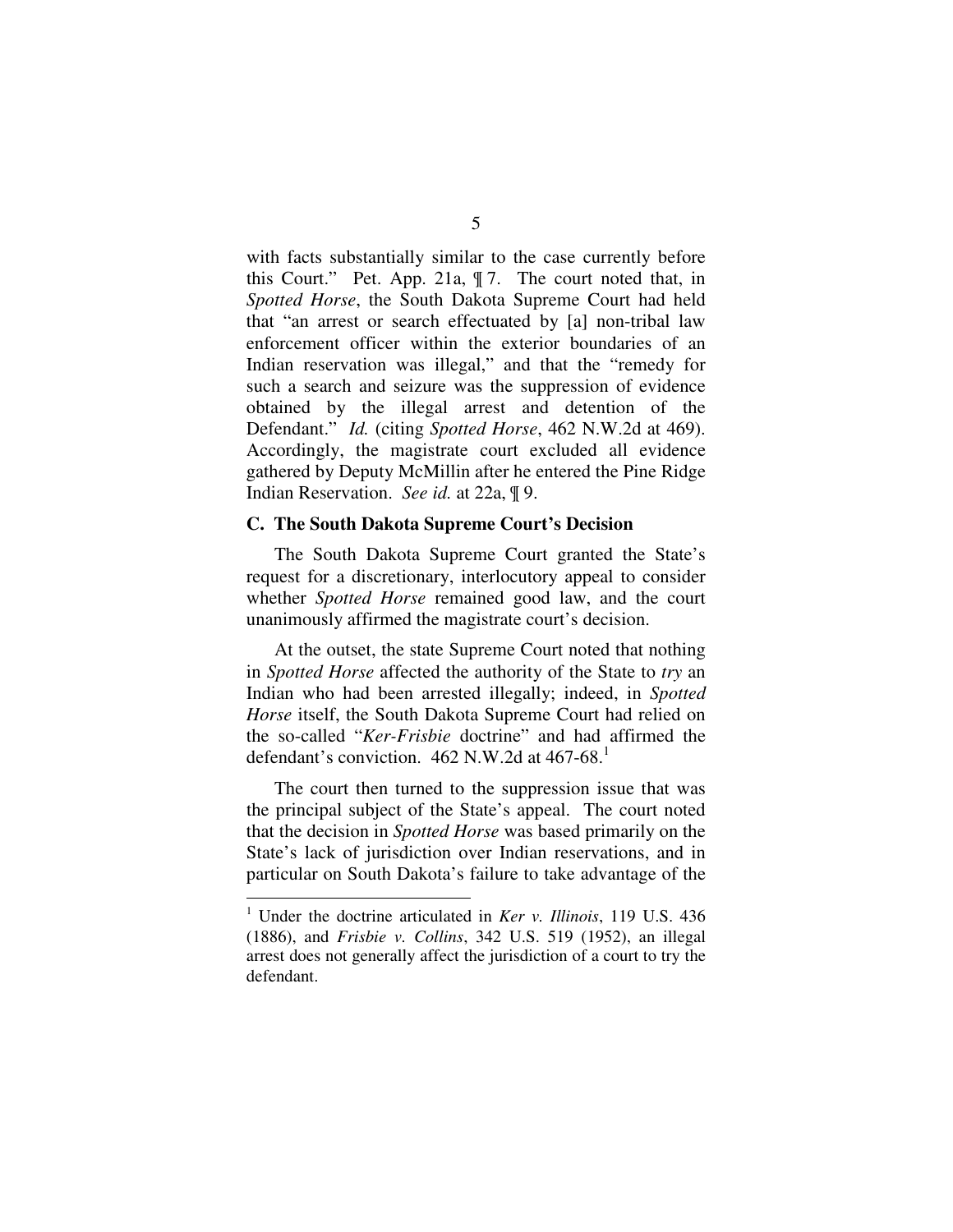with facts substantially similar to the case currently before this Court." Pet. App. 21a, ¶ 7. The court noted that, in *Spotted Horse*, the South Dakota Supreme Court had held that "an arrest or search effectuated by [a] non-tribal law enforcement officer within the exterior boundaries of an Indian reservation was illegal," and that the "remedy for such a search and seizure was the suppression of evidence obtained by the illegal arrest and detention of the Defendant." *Id.* (citing *Spotted Horse*, 462 N.W.2d at 469). Accordingly, the magistrate court excluded all evidence gathered by Deputy McMillin after he entered the Pine Ridge Indian Reservation. *See id.* at 22a, ¶ 9.

### C. The South Dakota Supreme Court's Decision

The South Dakota Supreme Court granted the State's request for a discretionary, interlocutory appeal to consider whether *Spotted Horse* remained good law, and the court unanimously affirmed the magistrate court's decision.

At the outset, the state Supreme Court noted that nothing in *Spotted Horse* affected the authority of the State to *try* an Indian who had been arrested illegally; indeed, in *Spotted Horse* itself, the South Dakota Supreme Court had relied on the so-called "*Ker-Frisbie* doctrine" and had affirmed the defendant's conviction. 462 N.W.2d at 467-68.[1]

The court then turned to the suppression issue that was the principal subject of the State's appeal. The court noted that the decision in *Spotted Horse* was based primarily on the State's lack of jurisdiction over Indian reservations, and in particular on South Dakota's failure to take advantage of the

[1] Under the doctrine articulated in *Ker v. Illinois*, 119 U.S. 436 (1886), and *Frisbie v. Collins*, 342 U.S. 519 (1952), an illegal arrest does not generally affect the jurisdiction of a court to try the defendant.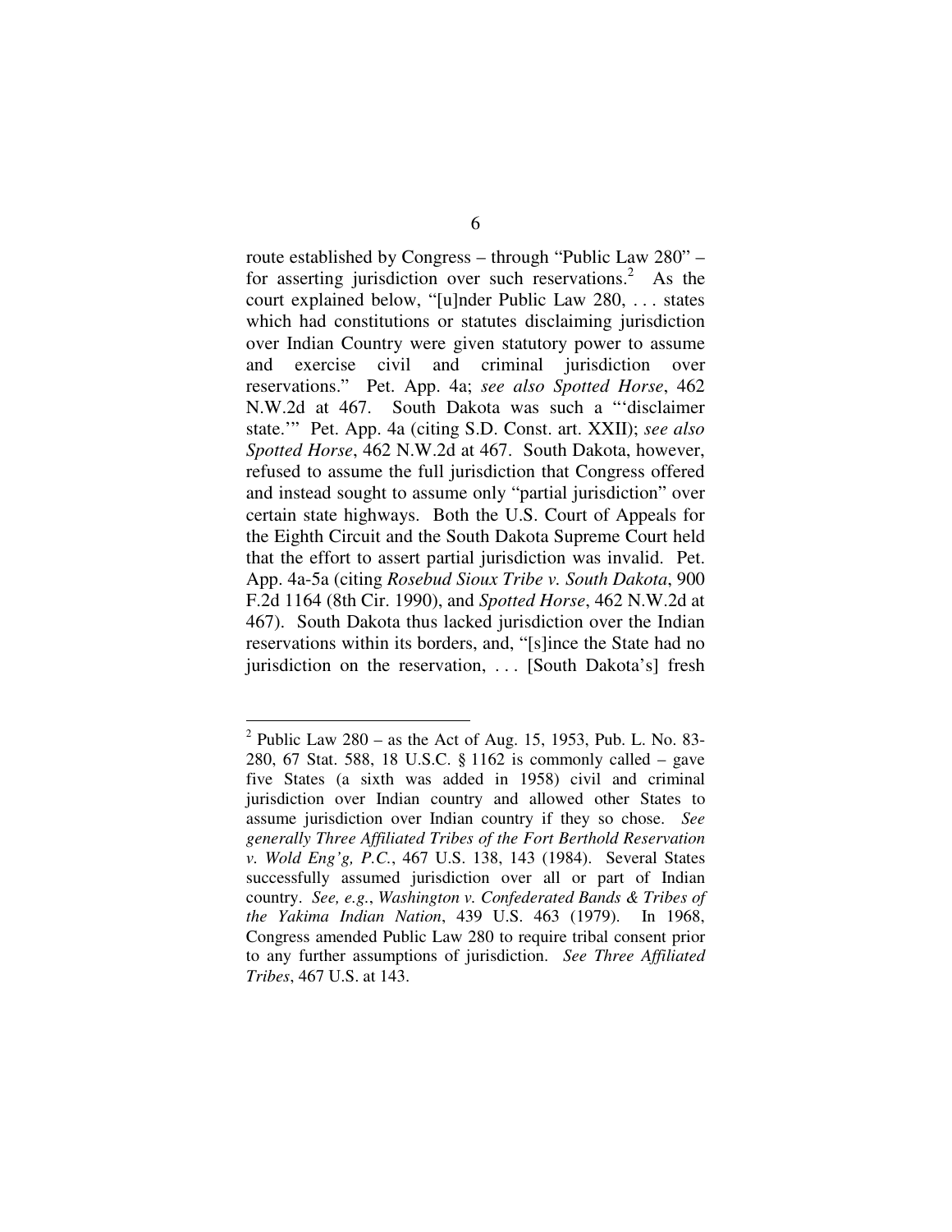route established by Congress – through "Public Law 280" – for asserting jurisdiction over such reservations.[2] As the court explained below, "[u]nder Public Law 280, . . . states which had constitutions or statutes disclaiming jurisdiction over Indian Country were given statutory power to assume and exercise civil and criminal jurisdiction over reservations." Pet. App. 4a; *see also Spotted Horse*, 462 N.W.2d at 467. South Dakota was such a "'disclaimer state.'" Pet. App. 4a (citing S.D. Const. art. XXII); *see also Spotted Horse*, 462 N.W.2d at 467. South Dakota, however, refused to assume the full jurisdiction that Congress offered and instead sought to assume only "partial jurisdiction" over certain state highways. Both the U.S. Court of Appeals for the Eighth Circuit and the South Dakota Supreme Court held that the effort to assert partial jurisdiction was invalid. Pet. App. 4a-5a (citing *Rosebud Sioux Tribe v. South Dakota*, 900 F.2d 1164 (8th Cir. 1990), and *Spotted Horse*, 462 N.W.2d at 467). South Dakota thus lacked jurisdiction over the Indian reservations within its borders, and, "[s]ince the State had no jurisdiction on the reservation, . . . [South Dakota's] fresh

[2] Public Law 280 – as the Act of Aug. 15, 1953, Pub. L. No. 83-280, 67 Stat. 588, 18 U.S.C. § 1162 is commonly called – gave five States (a sixth was added in 1958) civil and criminal jurisdiction over Indian country and allowed other States to assume jurisdiction over Indian country if they so chose. *See generally Three Affiliated Tribes of the Fort Berthold Reservation v. Wold Eng'g, P.C.*, 467 U.S. 138, 143 (1984). Several States successfully assumed jurisdiction over all or part of Indian country. *See, e.g.*, *Washington v. Confederated Bands & Tribes of the Yakima Indian Nation*, 439 U.S. 463 (1979). In 1968, Congress amended Public Law 280 to require tribal consent prior to any further assumptions of jurisdiction. *See Three Affiliated Tribes*, 467 U.S. at 143.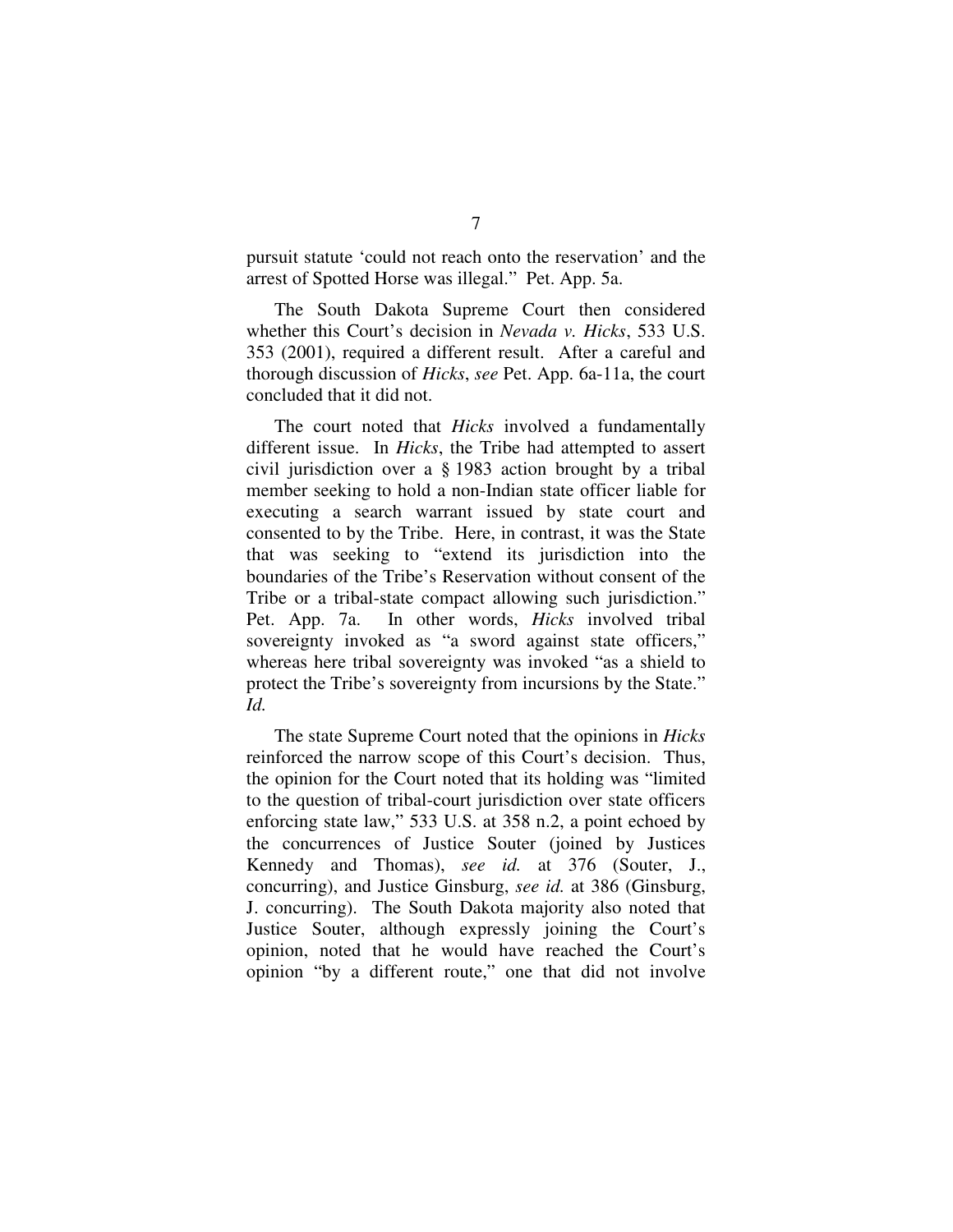pursuit statute 'could not reach onto the reservation' and the arrest of Spotted Horse was illegal." Pet. App. 5a.

The South Dakota Supreme Court then considered whether this Court's decision in *Nevada v. Hicks*, 533 U.S. 353 (2001), required a different result. After a careful and thorough discussion of *Hicks*, *see* Pet. App. 6a-11a, the court concluded that it did not.

The court noted that *Hicks* involved a fundamentally different issue. In *Hicks*, the Tribe had attempted to assert civil jurisdiction over a § 1983 action brought by a tribal member seeking to hold a non-Indian state officer liable for executing a search warrant issued by state court and consented to by the Tribe. Here, in contrast, it was the State that was seeking to "extend its jurisdiction into the boundaries of the Tribe's Reservation without consent of the Tribe or a tribal-state compact allowing such jurisdiction." Pet. App. 7a. In other words, *Hicks* involved tribal sovereignty invoked as "a sword against state officers," whereas here tribal sovereignty was invoked "as a shield to protect the Tribe's sovereignty from incursions by the State." *Id.*

The state Supreme Court noted that the opinions in *Hicks* reinforced the narrow scope of this Court's decision. Thus, the opinion for the Court noted that its holding was "limited to the question of tribal-court jurisdiction over state officers enforcing state law," 533 U.S. at 358 n.2, a point echoed by the concurrences of Justice Souter (joined by Justices Kennedy and Thomas), *see id.* at 376 (Souter, J., concurring), and Justice Ginsburg, *see id.* at 386 (Ginsburg, J. concurring). The South Dakota majority also noted that Justice Souter, although expressly joining the Court's opinion, noted that he would have reached the Court's opinion "by a different route," one that did not involve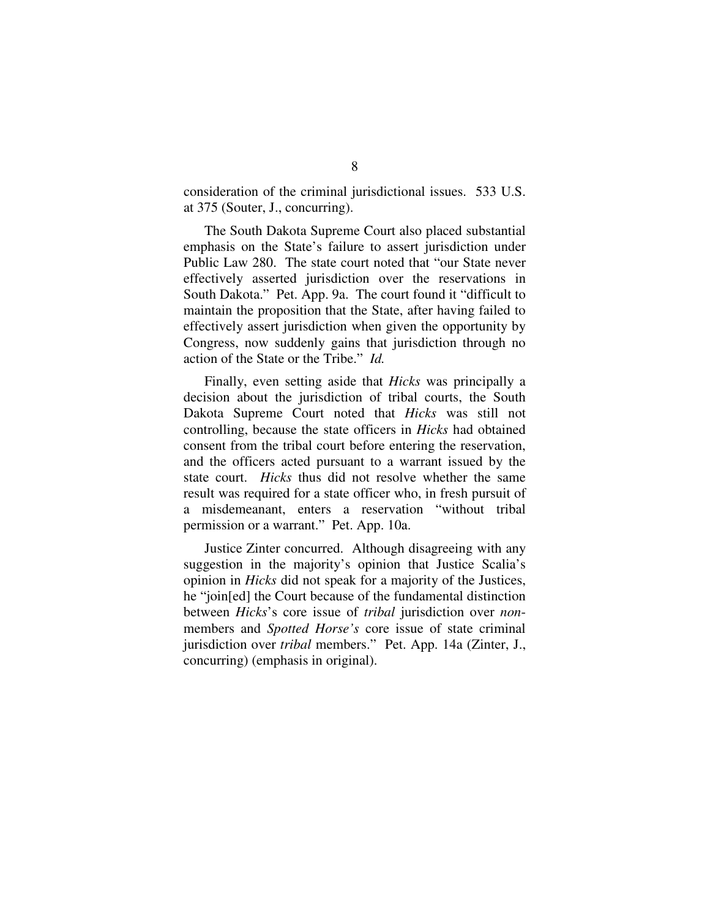consideration of the criminal jurisdictional issues. 533 U.S. at 375 (Souter, J., concurring).

The South Dakota Supreme Court also placed substantial emphasis on the State's failure to assert jurisdiction under Public Law 280. The state court noted that "our State never effectively asserted jurisdiction over the reservations in South Dakota." Pet. App. 9a. The court found it "difficult to maintain the proposition that the State, after having failed to effectively assert jurisdiction when given the opportunity by Congress, now suddenly gains that jurisdiction through no action of the State or the Tribe." *Id.*

Finally, even setting aside that *Hicks* was principally a decision about the jurisdiction of tribal courts, the South Dakota Supreme Court noted that *Hicks* was still not controlling, because the state officers in *Hicks* had obtained consent from the tribal court before entering the reservation, and the officers acted pursuant to a warrant issued by the state court. *Hicks* thus did not resolve whether the same result was required for a state officer who, in fresh pursuit of a misdemeanant, enters a reservation "without tribal permission or a warrant." Pet. App. 10a.

Justice Zinter concurred. Although disagreeing with any suggestion in the majority's opinion that Justice Scalia's opinion in *Hicks* did not speak for a majority of the Justices, he "join[ed] the Court because of the fundamental distinction between *Hicks*'s core issue of *tribal* jurisdiction over *non-*members and *Spotted Horse's* core issue of state criminal jurisdiction over *tribal* members." Pet. App. 14a (Zinter, J., concurring) (emphasis in original).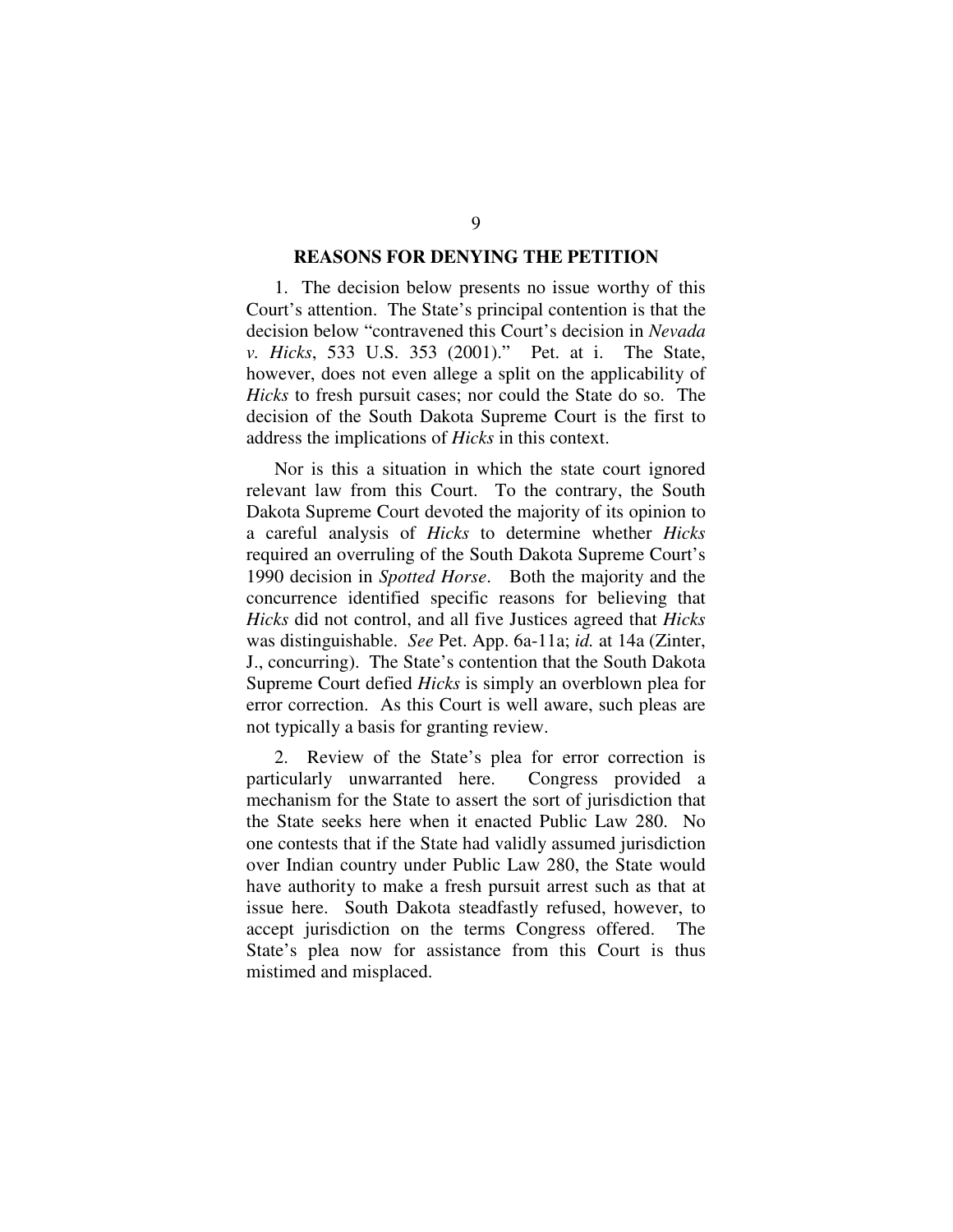## REASONS FOR DENYING THE PETITION

1. The decision below presents no issue worthy of this Court's attention. The State's principal contention is that the decision below "contravened this Court's decision in *Nevada v. Hicks*, 533 U.S. 353 (2001)." Pet. at i. The State, however, does not even allege a split on the applicability of *Hicks* to fresh pursuit cases; nor could the State do so. The decision of the South Dakota Supreme Court is the first to address the implications of *Hicks* in this context.

Nor is this a situation in which the state court ignored relevant law from this Court. To the contrary, the South Dakota Supreme Court devoted the majority of its opinion to a careful analysis of *Hicks* to determine whether *Hicks* required an overruling of the South Dakota Supreme Court's 1990 decision in *Spotted Horse*. Both the majority and the concurrence identified specific reasons for believing that *Hicks* did not control, and all five Justices agreed that *Hicks* was distinguishable. *See* Pet. App. 6a-11a; *id.* at 14a (Zinter, J., concurring). The State's contention that the South Dakota Supreme Court defied *Hicks* is simply an overblown plea for error correction. As this Court is well aware, such pleas are not typically a basis for granting review.

2. Review of the State's plea for error correction is particularly unwarranted here. Congress provided a mechanism for the State to assert the sort of jurisdiction that the State seeks here when it enacted Public Law 280. No one contests that if the State had validly assumed jurisdiction over Indian country under Public Law 280, the State would have authority to make a fresh pursuit arrest such as that at issue here. South Dakota steadfastly refused, however, to accept jurisdiction on the terms Congress offered. The State's plea now for assistance from this Court is thus mistimed and misplaced.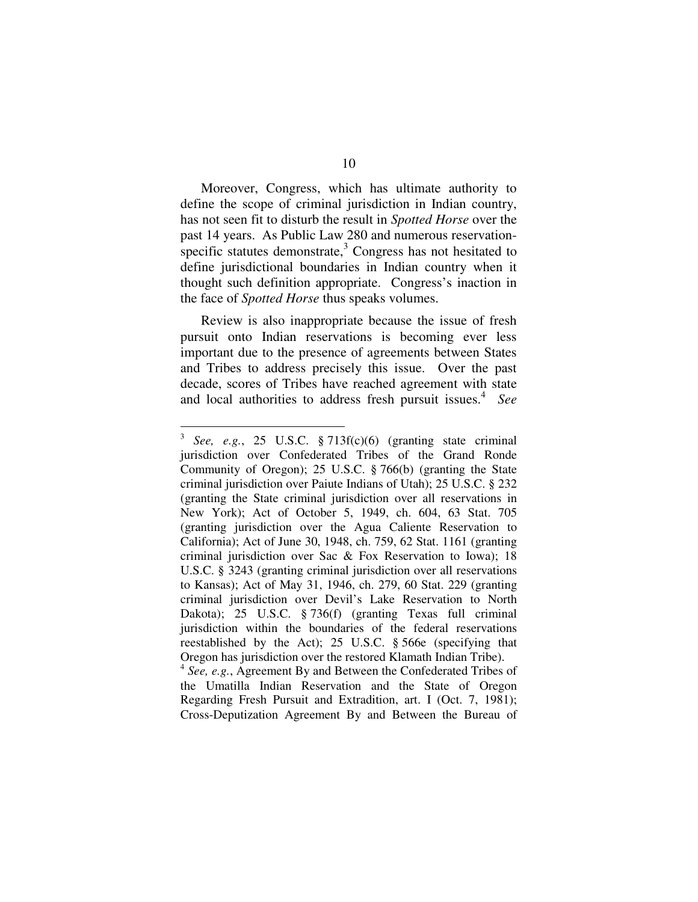Moreover, Congress, which has ultimate authority to define the scope of criminal jurisdiction in Indian country, has not seen fit to disturb the result in *Spotted Horse* over the past 14 years. As Public Law 280 and numerous reservation-specific statutes demonstrate,[3] Congress has not hesitated to define jurisdictional boundaries in Indian country when it thought such definition appropriate. Congress's inaction in the face of *Spotted Horse* thus speaks volumes.

Review is also inappropriate because the issue of fresh pursuit onto Indian reservations is becoming ever less important due to the presence of agreements between States and Tribes to address precisely this issue. Over the past decade, scores of Tribes have reached agreement with state and local authorities to address fresh pursuit issues.[4] *See*

---

[3] *See, e.g.*, 25 U.S.C. § 713f(c)(6) (granting state criminal jurisdiction over Confederated Tribes of the Grand Ronde Community of Oregon); 25 U.S.C. § 766(b) (granting the State criminal jurisdiction over Paiute Indians of Utah); 25 U.S.C. § 232 (granting the State criminal jurisdiction over all reservations in New York); Act of October 5, 1949, ch. 604, 63 Stat. 705 (granting jurisdiction over the Agua Caliente Reservation to California); Act of June 30, 1948, ch. 759, 62 Stat. 1161 (granting criminal jurisdiction over Sac & Fox Reservation to Iowa); 18 U.S.C. § 3243 (granting criminal jurisdiction over all reservations to Kansas); Act of May 31, 1946, ch. 279, 60 Stat. 229 (granting criminal jurisdiction over Devil's Lake Reservation to North Dakota); 25 U.S.C. § 736(f) (granting Texas full criminal jurisdiction within the boundaries of the federal reservations reestablished by the Act); 25 U.S.C. § 566e (specifying that Oregon has jurisdiction over the restored Klamath Indian Tribe).

[4] *See, e.g.*, Agreement By and Between the Confederated Tribes of the Umatilla Indian Reservation and the State of Oregon Regarding Fresh Pursuit and Extradition, art. I (Oct. 7, 1981); Cross-Deputization Agreement By and Between the Bureau of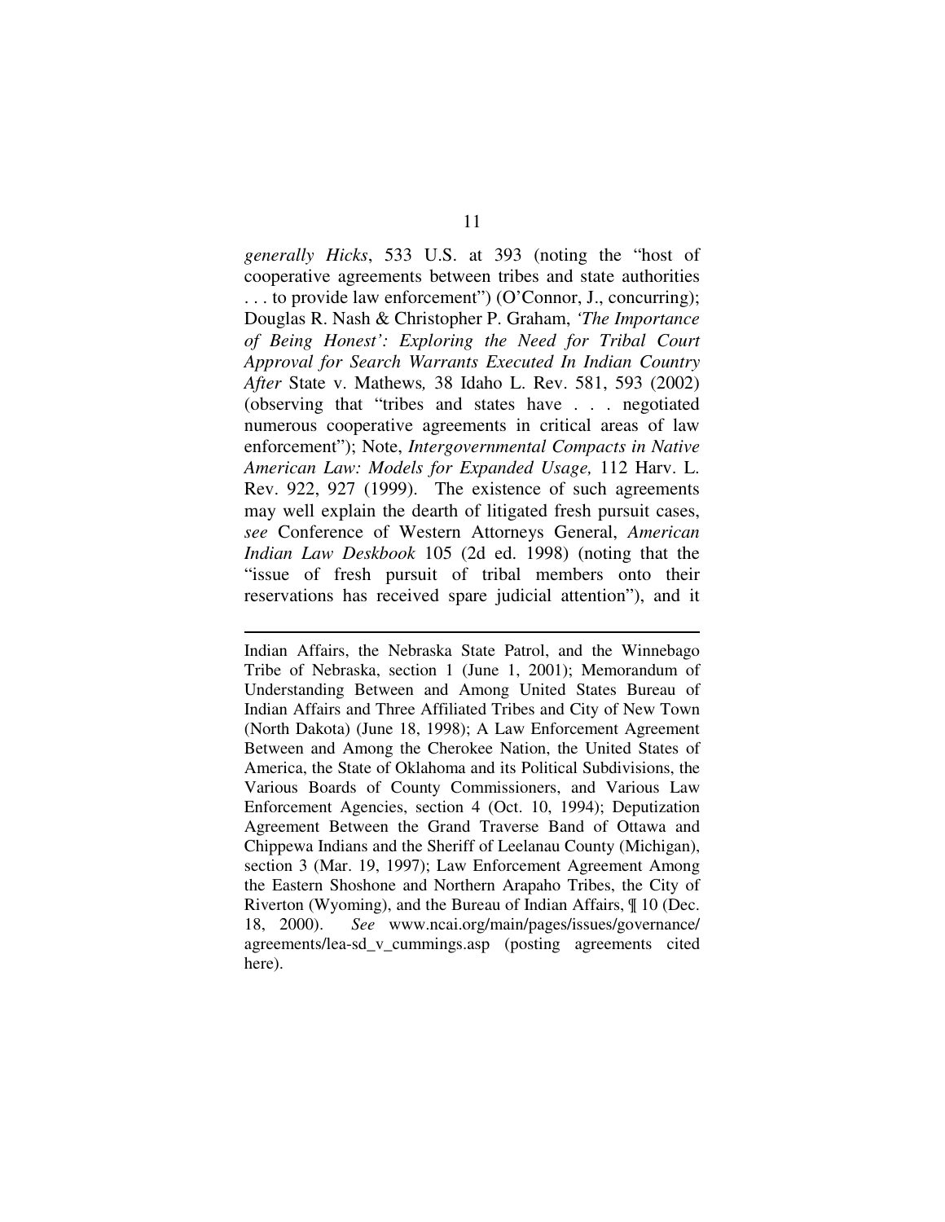*generally Hicks*, 533 U.S. at 393 (noting the "host of cooperative agreements between tribes and state authorities . . . to provide law enforcement") (O'Connor, J., concurring); Douglas R. Nash & Christopher P. Graham, *'The Importance of Being Honest': Exploring the Need for Tribal Court Approval for Search Warrants Executed In Indian Country After* State v. Mathews*,* 38 Idaho L. Rev. 581, 593 (2002) (observing that "tribes and states have . . . negotiated numerous cooperative agreements in critical areas of law enforcement"); Note, *Intergovernmental Compacts in Native American Law: Models for Expanded Usage,* 112 Harv. L. Rev. 922, 927 (1999). The existence of such agreements may well explain the dearth of litigated fresh pursuit cases, *see* Conference of Western Attorneys General, *American Indian Law Deskbook* 105 (2d ed. 1998) (noting that the "issue of fresh pursuit of tribal members onto their reservations has received spare judicial attention"), and it

---

Indian Affairs, the Nebraska State Patrol, and the Winnebago Tribe of Nebraska, section 1 (June 1, 2001); Memorandum of Understanding Between and Among United States Bureau of Indian Affairs and Three Affiliated Tribes and City of New Town (North Dakota) (June 18, 1998); A Law Enforcement Agreement Between and Among the Cherokee Nation, the United States of America, the State of Oklahoma and its Political Subdivisions, the Various Boards of County Commissioners, and Various Law Enforcement Agencies, section 4 (Oct. 10, 1994); Deputization Agreement Between the Grand Traverse Band of Ottawa and Chippewa Indians and the Sheriff of Leelanau County (Michigan), section 3 (Mar. 19, 1997); Law Enforcement Agreement Among the Eastern Shoshone and Northern Arapaho Tribes, the City of Riverton (Wyoming), and the Bureau of Indian Affairs, ¶ 10 (Dec. 18, 2000). *See* www.ncai.org/main/pages/issues/governance/agreements/lea-sd_v_cummings.asp (posting agreements cited here).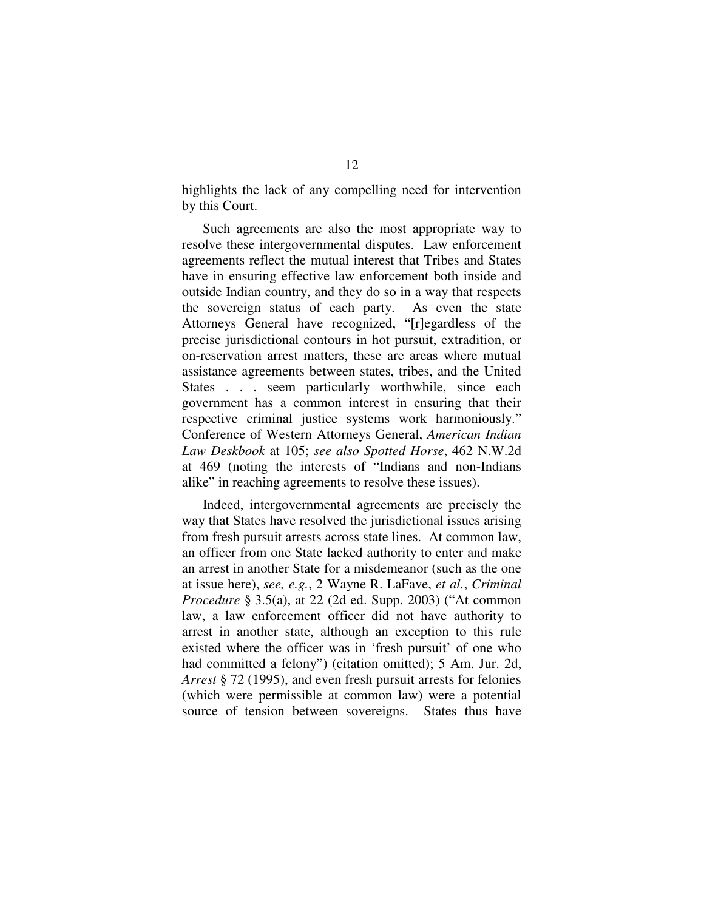highlights the lack of any compelling need for intervention by this Court.

Such agreements are also the most appropriate way to resolve these intergovernmental disputes. Law enforcement agreements reflect the mutual interest that Tribes and States have in ensuring effective law enforcement both inside and outside Indian country, and they do so in a way that respects the sovereign status of each party. As even the state Attorneys General have recognized, "[r]egardless of the precise jurisdictional contours in hot pursuit, extradition, or on-reservation arrest matters, these are areas where mutual assistance agreements between states, tribes, and the United States . . . seem particularly worthwhile, since each government has a common interest in ensuring that their respective criminal justice systems work harmoniously." Conference of Western Attorneys General, *American Indian Law Deskbook* at 105; *see also Spotted Horse*, 462 N.W.2d at 469 (noting the interests of "Indians and non-Indians alike" in reaching agreements to resolve these issues).

Indeed, intergovernmental agreements are precisely the way that States have resolved the jurisdictional issues arising from fresh pursuit arrests across state lines. At common law, an officer from one State lacked authority to enter and make an arrest in another State for a misdemeanor (such as the one at issue here), *see, e.g.*, 2 Wayne R. LaFave, *et al.*, *Criminal Procedure* § 3.5(a), at 22 (2d ed. Supp. 2003) ("At common law, a law enforcement officer did not have authority to arrest in another state, although an exception to this rule existed where the officer was in 'fresh pursuit' of one who had committed a felony") (citation omitted); 5 Am. Jur. 2d, *Arrest* § 72 (1995), and even fresh pursuit arrests for felonies (which were permissible at common law) were a potential source of tension between sovereigns. States thus have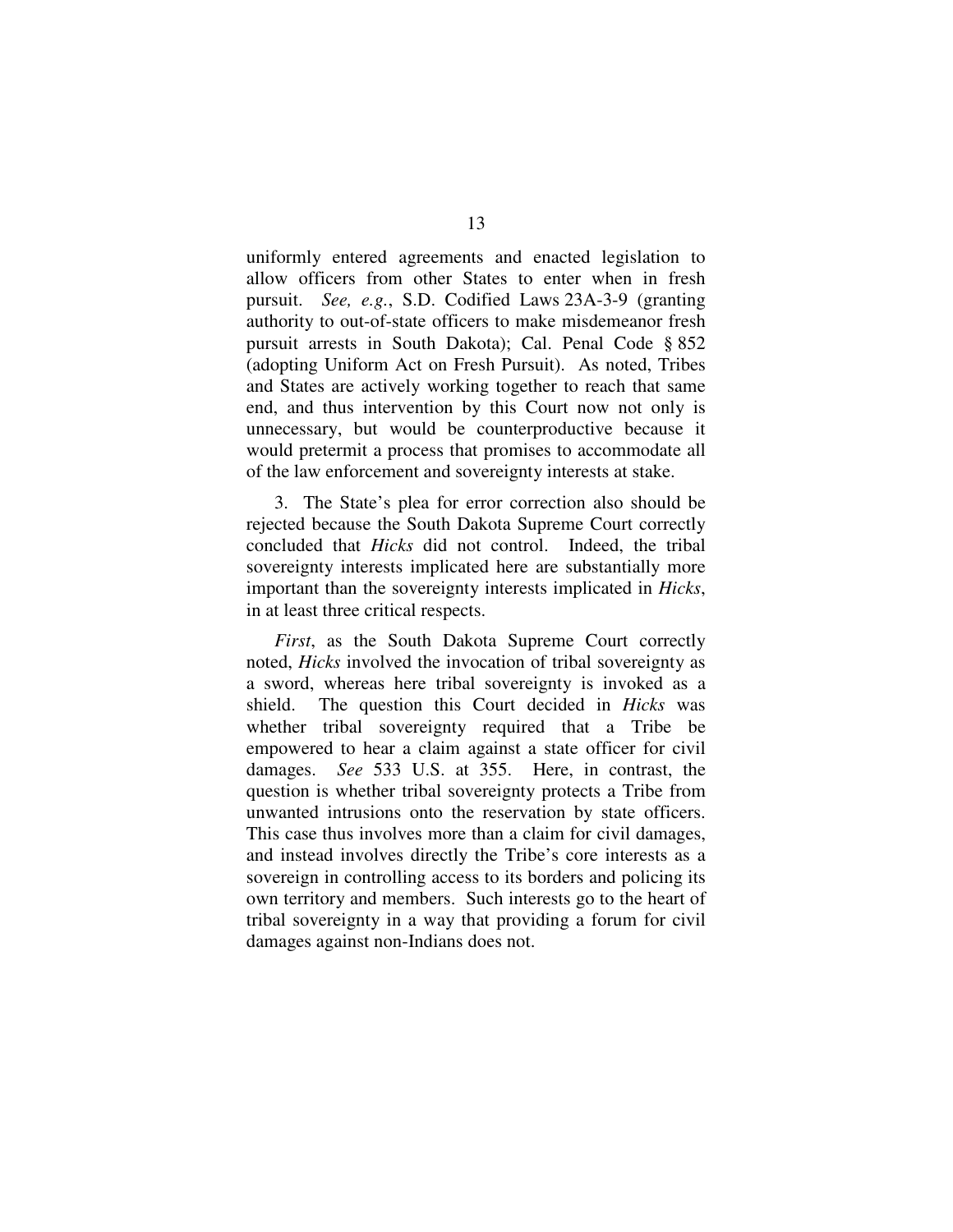uniformly entered agreements and enacted legislation to allow officers from other States to enter when in fresh pursuit. *See, e.g.*, S.D. Codified Laws 23A-3-9 (granting authority to out-of-state officers to make misdemeanor fresh pursuit arrests in South Dakota); Cal. Penal Code § 852 (adopting Uniform Act on Fresh Pursuit). As noted, Tribes and States are actively working together to reach that same end, and thus intervention by this Court now not only is unnecessary, but would be counterproductive because it would pretermit a process that promises to accommodate all of the law enforcement and sovereignty interests at stake.

3. The State's plea for error correction also should be rejected because the South Dakota Supreme Court correctly concluded that *Hicks* did not control. Indeed, the tribal sovereignty interests implicated here are substantially more important than the sovereignty interests implicated in *Hicks*, in at least three critical respects.

*First*, as the South Dakota Supreme Court correctly noted, *Hicks* involved the invocation of tribal sovereignty as a sword, whereas here tribal sovereignty is invoked as a shield. The question this Court decided in *Hicks* was whether tribal sovereignty required that a Tribe be empowered to hear a claim against a state officer for civil damages. *See* 533 U.S. at 355. Here, in contrast, the question is whether tribal sovereignty protects a Tribe from unwanted intrusions onto the reservation by state officers. This case thus involves more than a claim for civil damages, and instead involves directly the Tribe's core interests as a sovereign in controlling access to its borders and policing its own territory and members. Such interests go to the heart of tribal sovereignty in a way that providing a forum for civil damages against non-Indians does not.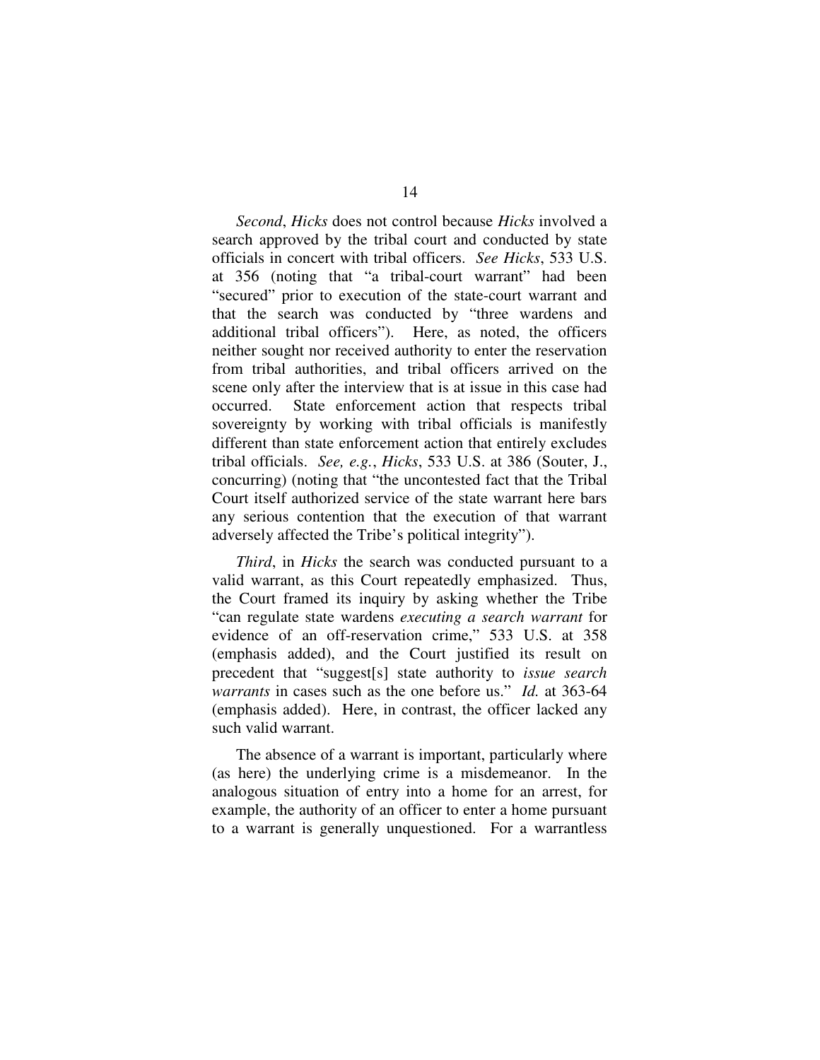*Second*, *Hicks* does not control because *Hicks* involved a search approved by the tribal court and conducted by state officials in concert with tribal officers. *See Hicks*, 533 U.S. at 356 (noting that "a tribal-court warrant" had been "secured" prior to execution of the state-court warrant and that the search was conducted by "three wardens and additional tribal officers"). Here, as noted, the officers neither sought nor received authority to enter the reservation from tribal authorities, and tribal officers arrived on the scene only after the interview that is at issue in this case had occurred. State enforcement action that respects tribal sovereignty by working with tribal officials is manifestly different than state enforcement action that entirely excludes tribal officials. *See, e.g.*, *Hicks*, 533 U.S. at 386 (Souter, J., concurring) (noting that "the uncontested fact that the Tribal Court itself authorized service of the state warrant here bars any serious contention that the execution of that warrant adversely affected the Tribe's political integrity").

*Third*, in *Hicks* the search was conducted pursuant to a valid warrant, as this Court repeatedly emphasized. Thus, the Court framed its inquiry by asking whether the Tribe "can regulate state wardens *executing a search warrant* for evidence of an off-reservation crime," 533 U.S. at 358 (emphasis added), and the Court justified its result on precedent that "suggest[s] state authority to *issue search warrants* in cases such as the one before us." *Id.* at 363-64 (emphasis added). Here, in contrast, the officer lacked any such valid warrant.

The absence of a warrant is important, particularly where (as here) the underlying crime is a misdemeanor. In the analogous situation of entry into a home for an arrest, for example, the authority of an officer to enter a home pursuant to a warrant is generally unquestioned. For a warrantless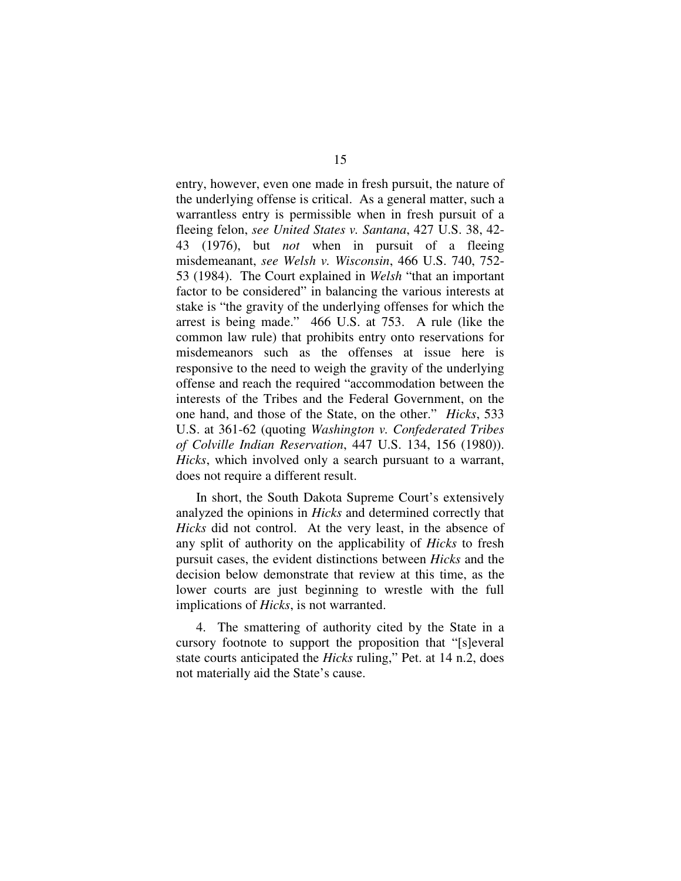entry, however, even one made in fresh pursuit, the nature of the underlying offense is critical. As a general matter, such a warrantless entry is permissible when in fresh pursuit of a fleeing felon, *see United States v. Santana*, 427 U.S. 38, 42-43 (1976), but *not* when in pursuit of a fleeing misdemeanant, *see Welsh v. Wisconsin*, 466 U.S. 740, 752-53 (1984). The Court explained in *Welsh* "that an important factor to be considered" in balancing the various interests at stake is "the gravity of the underlying offenses for which the arrest is being made." 466 U.S. at 753. A rule (like the common law rule) that prohibits entry onto reservations for misdemeanors such as the offenses at issue here is responsive to the need to weigh the gravity of the underlying offense and reach the required "accommodation between the interests of the Tribes and the Federal Government, on the one hand, and those of the State, on the other." *Hicks*, 533 U.S. at 361-62 (quoting *Washington v. Confederated Tribes of Colville Indian Reservation*, 447 U.S. 134, 156 (1980)). *Hicks*, which involved only a search pursuant to a warrant, does not require a different result.

In short, the South Dakota Supreme Court's extensively analyzed the opinions in *Hicks* and determined correctly that *Hicks* did not control. At the very least, in the absence of any split of authority on the applicability of *Hicks* to fresh pursuit cases, the evident distinctions between *Hicks* and the decision below demonstrate that review at this time, as the lower courts are just beginning to wrestle with the full implications of *Hicks*, is not warranted.

4. The smattering of authority cited by the State in a cursory footnote to support the proposition that "[s]everal state courts anticipated the *Hicks* ruling," Pet. at 14 n.2, does not materially aid the State's cause.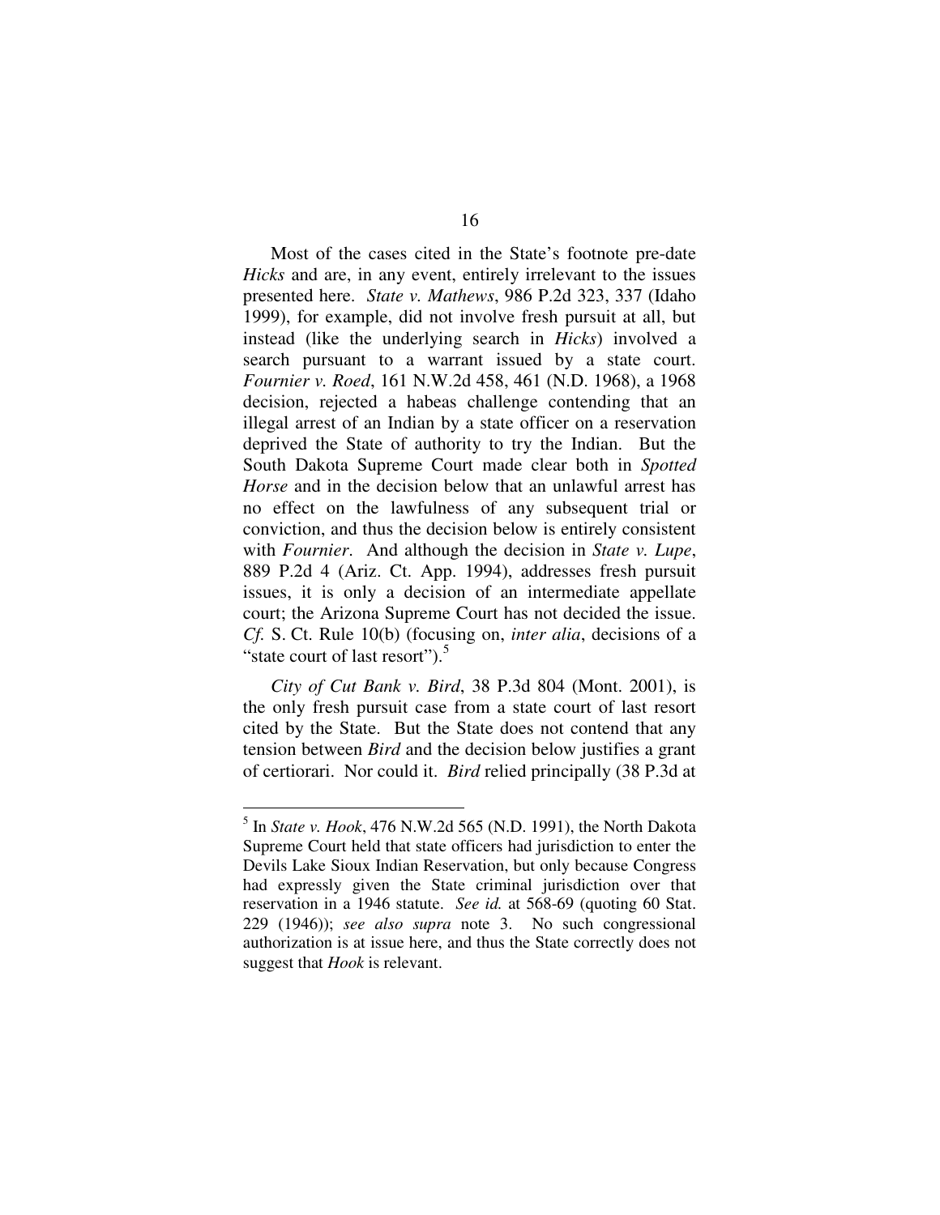Most of the cases cited in the State's footnote pre-date *Hicks* and are, in any event, entirely irrelevant to the issues presented here. *State v. Mathews*, 986 P.2d 323, 337 (Idaho 1999), for example, did not involve fresh pursuit at all, but instead (like the underlying search in *Hicks*) involved a search pursuant to a warrant issued by a state court. *Fournier v. Roed*, 161 N.W.2d 458, 461 (N.D. 1968), a 1968 decision, rejected a habeas challenge contending that an illegal arrest of an Indian by a state officer on a reservation deprived the State of authority to try the Indian. But the South Dakota Supreme Court made clear both in *Spotted Horse* and in the decision below that an unlawful arrest has no effect on the lawfulness of any subsequent trial or conviction, and thus the decision below is entirely consistent with *Fournier*. And although the decision in *State v. Lupe*, 889 P.2d 4 (Ariz. Ct. App. 1994), addresses fresh pursuit issues, it is only a decision of an intermediate appellate court; the Arizona Supreme Court has not decided the issue. *Cf.* S. Ct. Rule 10(b) (focusing on, *inter alia*, decisions of a "state court of last resort").[5]

*City of Cut Bank v. Bird*, 38 P.3d 804 (Mont. 2001), is the only fresh pursuit case from a state court of last resort cited by the State. But the State does not contend that any tension between *Bird* and the decision below justifies a grant of certiorari. Nor could it. *Bird* relied principally (38 P.3d at

---

[5] In *State v. Hook*, 476 N.W.2d 565 (N.D. 1991), the North Dakota Supreme Court held that state officers had jurisdiction to enter the Devils Lake Sioux Indian Reservation, but only because Congress had expressly given the State criminal jurisdiction over that reservation in a 1946 statute. *See id.* at 568-69 (quoting 60 Stat. 229 (1946)); *see also supra* note 3. No such congressional authorization is at issue here, and thus the State correctly does not suggest that *Hook* is relevant.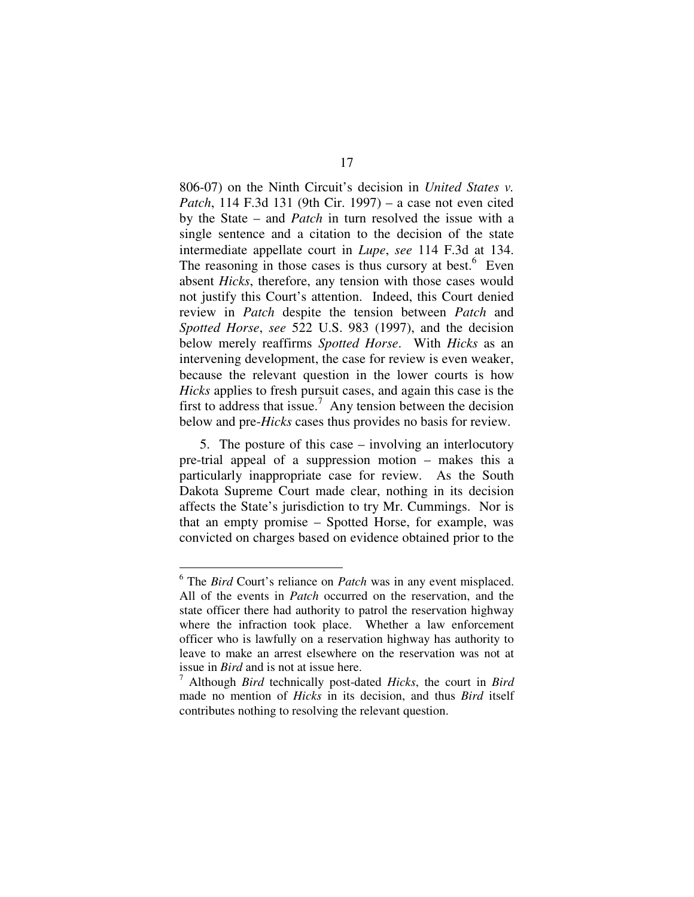806-07) on the Ninth Circuit's decision in *United States v. Patch*, 114 F.3d 131 (9th Cir. 1997) – a case not even cited by the State – and *Patch* in turn resolved the issue with a single sentence and a citation to the decision of the state intermediate appellate court in *Lupe*, *see* 114 F.3d at 134. The reasoning in those cases is thus cursory at best.[6] Even absent *Hicks*, therefore, any tension with those cases would not justify this Court's attention. Indeed, this Court denied review in *Patch* despite the tension between *Patch* and *Spotted Horse*, *see* 522 U.S. 983 (1997), and the decision below merely reaffirms *Spotted Horse*. With *Hicks* as an intervening development, the case for review is even weaker, because the relevant question in the lower courts is how *Hicks* applies to fresh pursuit cases, and again this case is the first to address that issue.[7] Any tension between the decision below and pre-*Hicks* cases thus provides no basis for review.

5. The posture of this case – involving an interlocutory pre-trial appeal of a suppression motion – makes this a particularly inappropriate case for review. As the South Dakota Supreme Court made clear, nothing in its decision affects the State's jurisdiction to try Mr. Cummings. Nor is that an empty promise – Spotted Horse, for example, was convicted on charges based on evidence obtained prior to the

---

[6] The *Bird* Court's reliance on *Patch* was in any event misplaced. All of the events in *Patch* occurred on the reservation, and the state officer there had authority to patrol the reservation highway where the infraction took place. Whether a law enforcement officer who is lawfully on a reservation highway has authority to leave to make an arrest elsewhere on the reservation was not at issue in *Bird* and is not at issue here.

[7] Although *Bird* technically post-dated *Hicks*, the court in *Bird* made no mention of *Hicks* in its decision, and thus *Bird* itself contributes nothing to resolving the relevant question.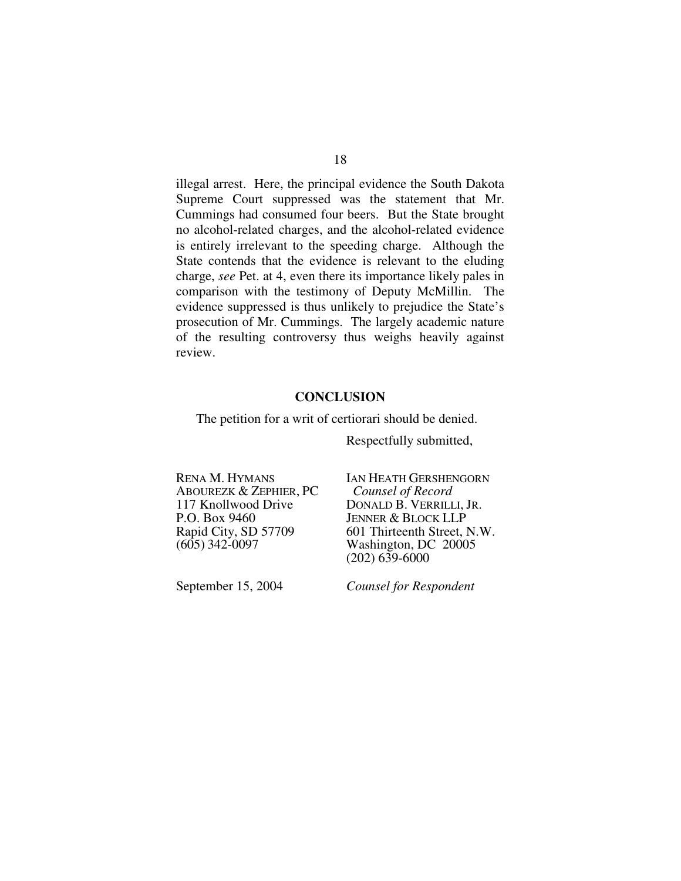illegal arrest. Here, the principal evidence the South Dakota Supreme Court suppressed was the statement that Mr. Cummings had consumed four beers. But the State brought no alcohol-related charges, and the alcohol-related evidence is entirely irrelevant to the speeding charge. Although the State contends that the evidence is relevant to the eluding charge, *see* Pet. at 4, even there its importance likely pales in comparison with the testimony of Deputy McMillin. The evidence suppressed is thus unlikely to prejudice the State's prosecution of Mr. Cummings. The largely academic nature of the resulting controversy thus weighs heavily against review.

## CONCLUSION

The petition for a writ of certiorari should be denied.

Respectfully submitted,

RENA M. HYMANS
ABOUREZK & ZEPHIER, PC
117 Knollwood Drive
P.O. Box 9460
Rapid City, SD 57709
(605) 342-0097

IAN HEATH GERSHENGORN
*Counsel of Record*
DONALD B. VERRILLI, JR.
JENNER & BLOCK LLP
601 Thirteenth Street, N.W.
Washington, DC 20005
(202) 639-6000

September 15, 2004

*Counsel for Respondent*